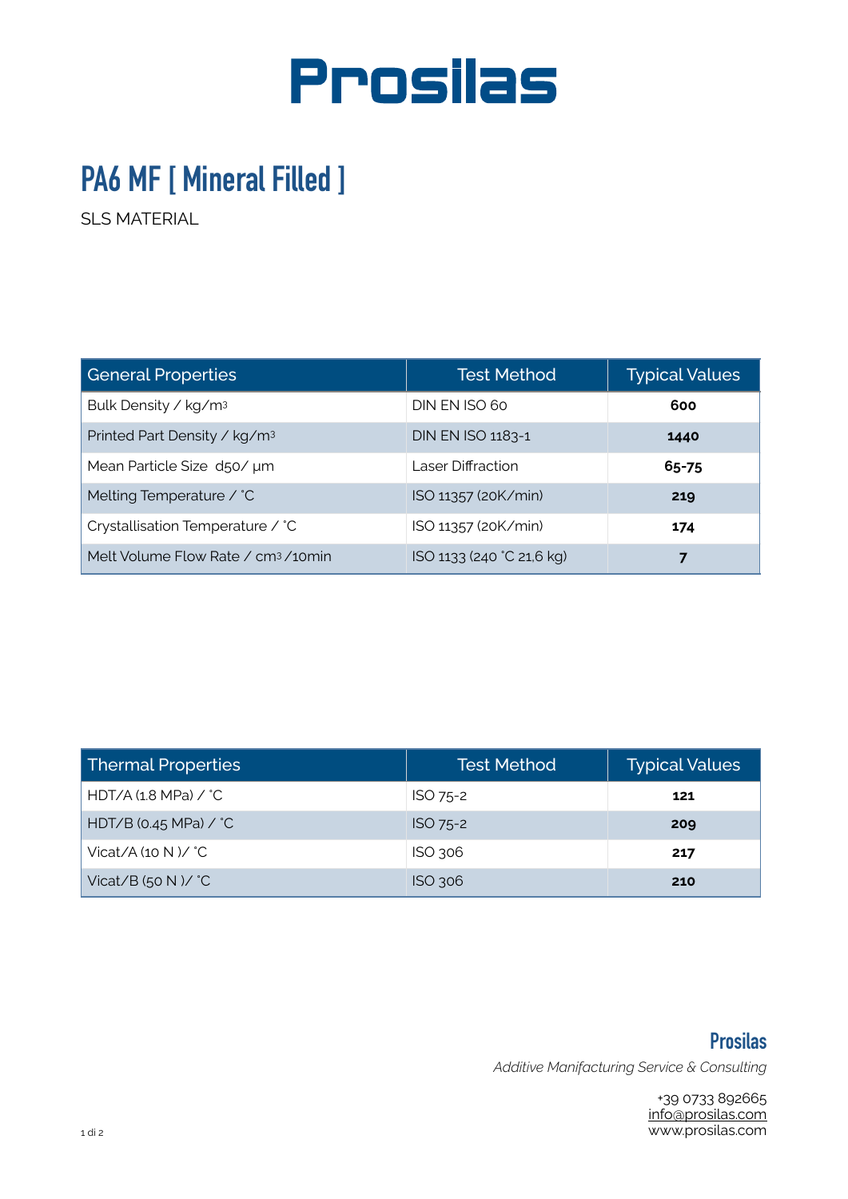# Prosilas

## PA6 MF [ Mineral Filled ]

SLS MATERIAL

| General Properties | Test Method | Typical Values |
|---|---|---|
| Bulk Density / kg/m³ | DIN EN ISO 60 | **600** |
| Printed Part Density / kg/m³ | DIN EN ISO 1183-1 | **1440** |
| Mean Particle Size d50/ µm | Laser Diffraction | **65-75** |
| Melting Temperature / ˚C | ISO 11357 (20K/min) | **219** |
| Crystallisation Temperature / ˚C | ISO 11357 (20K/min) | **174** |
| Melt Volume Flow Rate / cm³ /10min | ISO 1133 (240 ˚C 21,6 kg) | **7** |

| Thermal Properties | Test Method | Typical Values |
|---|---|---|
| HDT/A (1.8 MPa) / ˚C | ISO 75-2 | **121** |
| HDT/B (0.45 MPa) / ˚C | ISO 75-2 | **209** |
| Vicat/A (10 N )/ ˚C | ISO 306 | **217** |
| Vicat/B (50 N )/ ˚C | ISO 306 | **210** |

**Prosilas**

*Additive Manifacturing Service & Consulting*

+39 0733 892665
info@prosilas.com
www.prosilas.com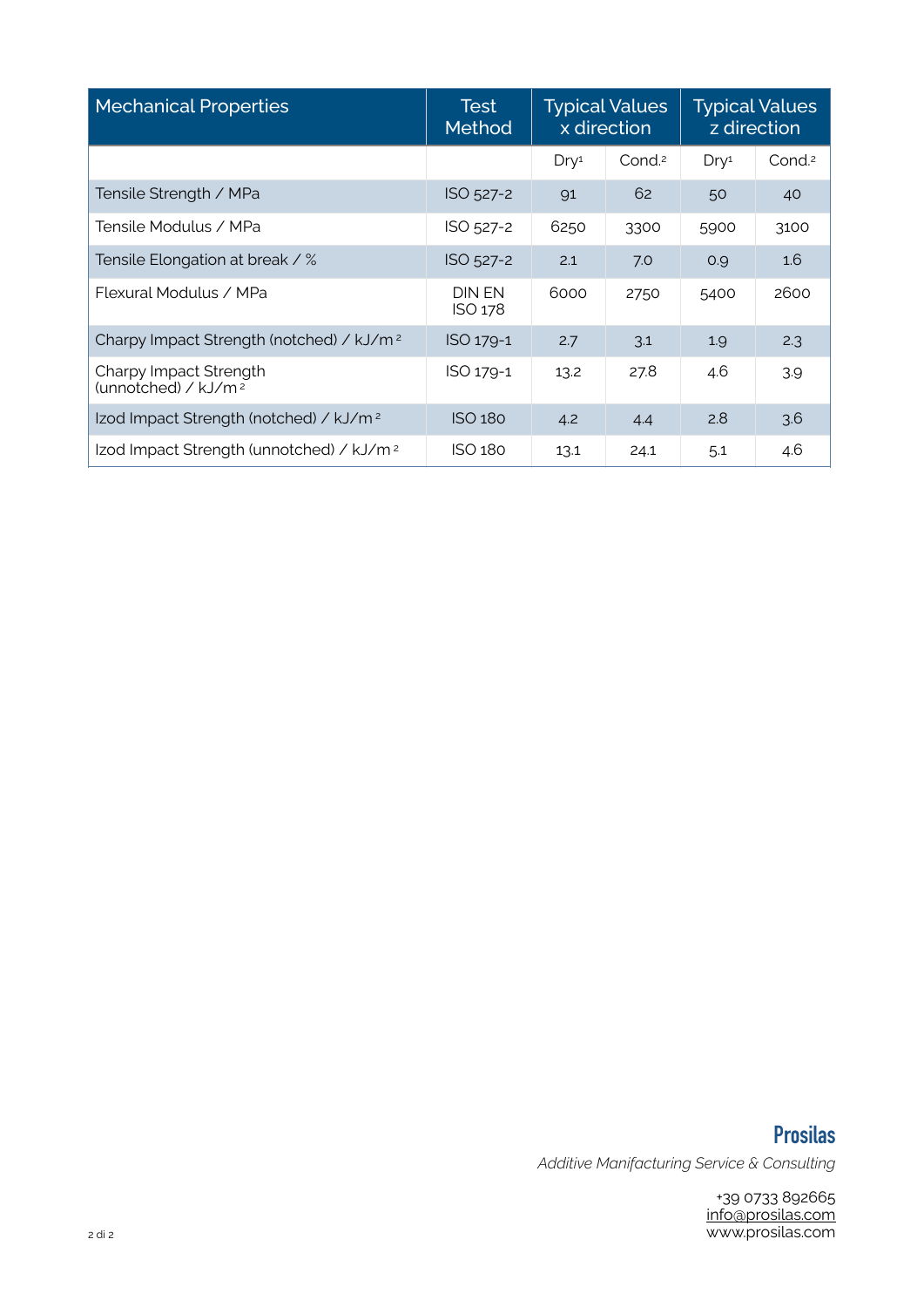| Mechanical Properties | Test Method | Typical Values x direction | | Typical Values z direction | |
|---|---|---|---|---|---|
| | | Dry[1] | Cond.[2] | Dry[1] | Cond.[2] |
| Tensile Strength / MPa | ISO 527-2 | 91 | 62 | 50 | 40 |
| Tensile Modulus / MPa | ISO 527-2 | 6250 | 3300 | 5900 | 3100 |
| Tensile Elongation at break / % | ISO 527-2 | 2.1 | 7.0 | 0.9 | 1.6 |
| Flexural Modulus / MPa | DIN EN ISO 178 | 6000 | 2750 | 5400 | 2600 |
| Charpy Impact Strength (notched) / $kJ/m^2$ | ISO 179-1 | 2.7 | 3.1 | 1.9 | 2.3 |
| Charpy Impact Strength (unnotched) / $kJ/m^2$ | ISO 179-1 | 13.2 | 27.8 | 4.6 | 3.9 |
| Izod Impact Strength (notched) / $kJ/m^2$ | ISO 180 | 4.2 | 4.4 | 2.8 | 3.6 |
| Izod Impact Strength (unnotched) / $kJ/m^2$ | ISO 180 | 13.1 | 24.1 | 5.1 | 4.6 |

**Prosilas**

*Additive Manifacturing Service & Consulting*

+39 0733 892665
info@prosilas.com
www.prosilas.com